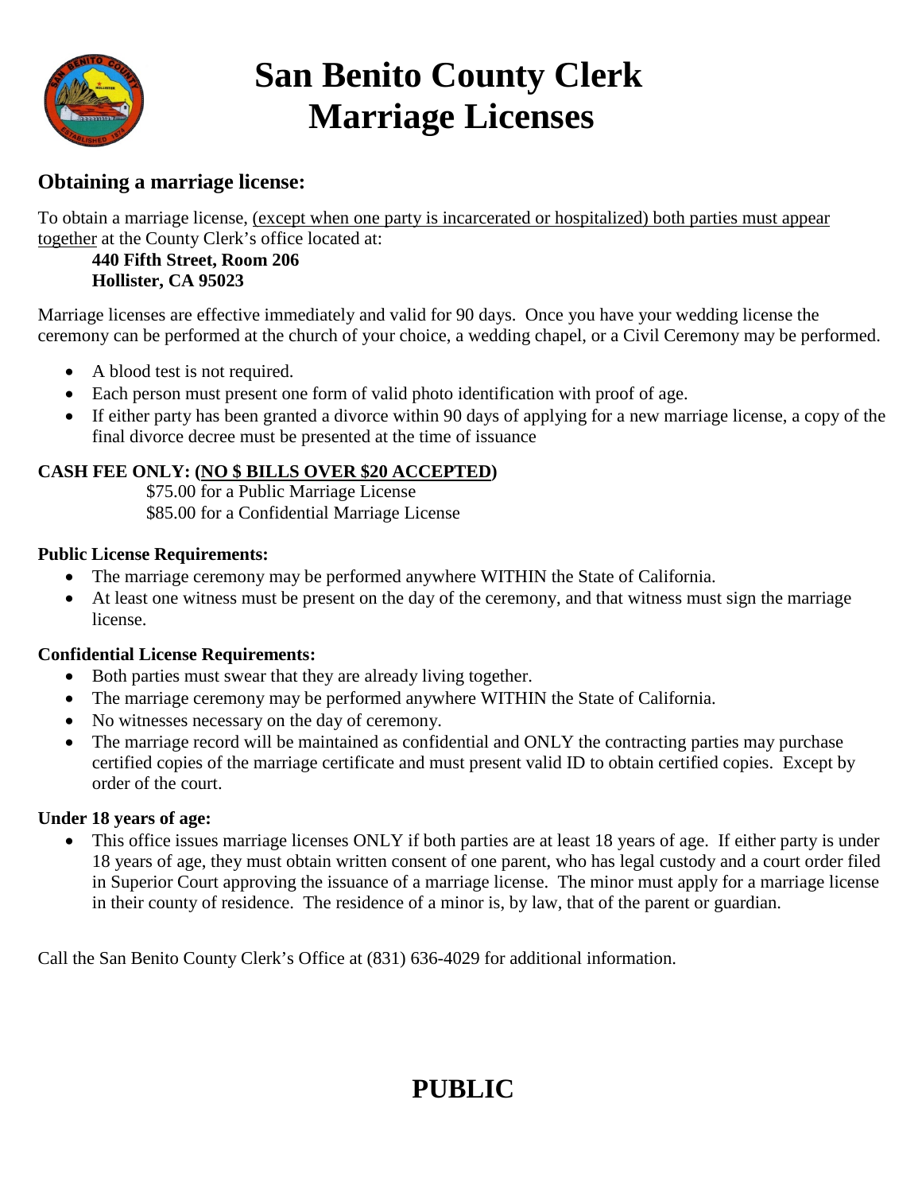# San Benito County Clerk Marriage Licenses

## Obtaining a marriage license:

To obtain a marriage license, <u>(except when one party is incarcerated or hospitalized) both parties must appear together</u> at the County Clerk's office located at:

**440 Fifth Street, Room 206**
**Hollister, CA 95023**

Marriage licenses are effective immediately and valid for 90 days. Once you have your wedding license the ceremony can be performed at the church of your choice, a wedding chapel, or a Civil Ceremony may be performed.

- A blood test is not required.
- Each person must present one form of valid photo identification with proof of age.
- If either party has been granted a divorce within 90 days of applying for a new marriage license, a copy of the final divorce decree must be presented at the time of issuance

**CASH FEE ONLY: (<u>NO $ BILLS OVER $20 ACCEPTED</u>)**

$75.00 for a Public Marriage License
$85.00 for a Confidential Marriage License

**Public License Requirements:**

- The marriage ceremony may be performed anywhere WITHIN the State of California.
- At least one witness must be present on the day of the ceremony, and that witness must sign the marriage license.

**Confidential License Requirements:**

- Both parties must swear that they are already living together.
- The marriage ceremony may be performed anywhere WITHIN the State of California.
- No witnesses necessary on the day of ceremony.
- The marriage record will be maintained as confidential and ONLY the contracting parties may purchase certified copies of the marriage certificate and must present valid ID to obtain certified copies. Except by order of the court.

**Under 18 years of age:**

- This office issues marriage licenses ONLY if both parties are at least 18 years of age. If either party is under 18 years of age, they must obtain written consent of one parent, who has legal custody and a court order filed in Superior Court approving the issuance of a marriage license. The minor must apply for a marriage license in their county of residence. The residence of a minor is, by law, that of the parent or guardian.

Call the San Benito County Clerk's Office at (831) 636-4029 for additional information.

# PUBLIC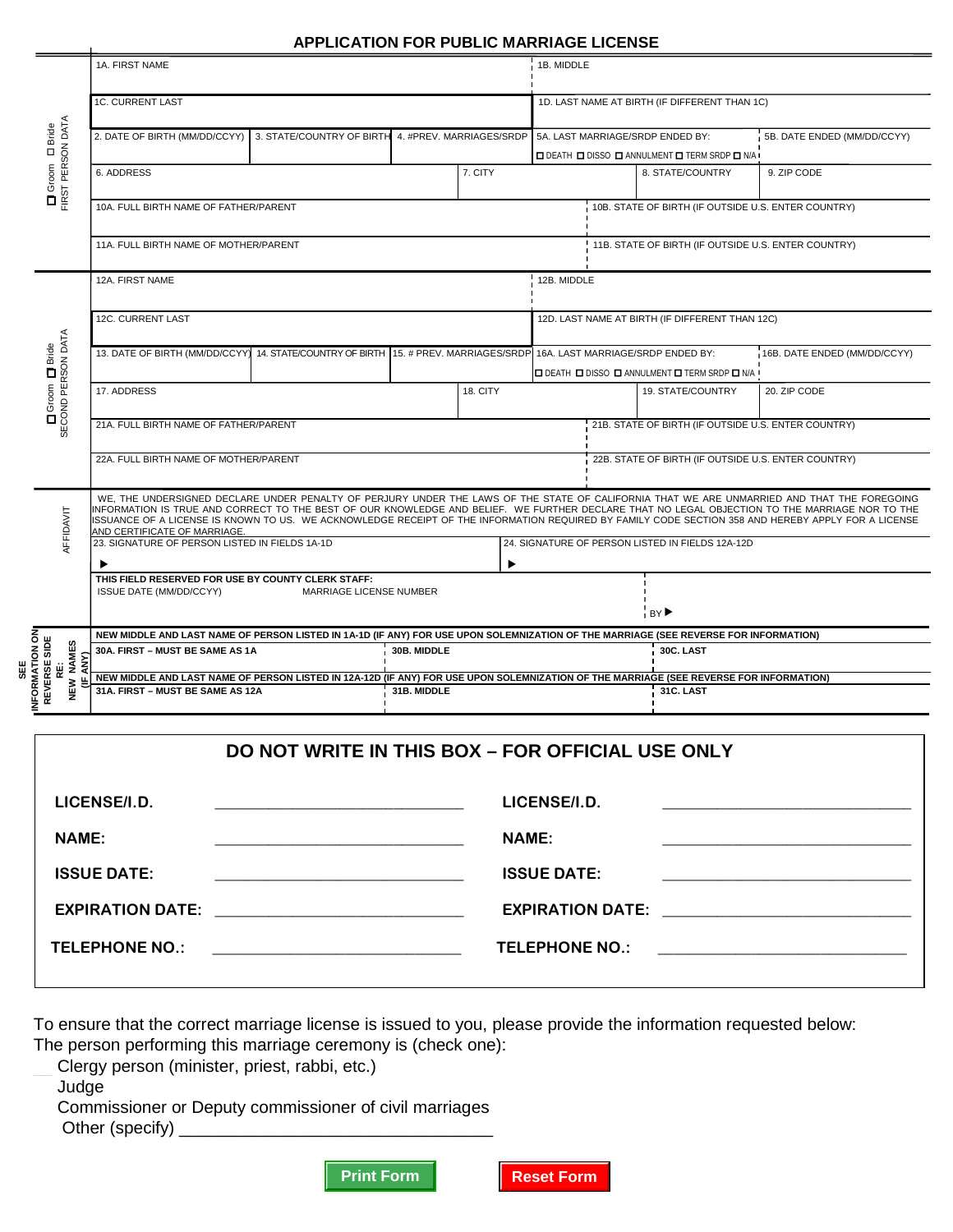# APPLICATION FOR PUBLIC MARRIAGE LICENSE

**☐ Groom ☐ Bride — FIRST PERSON DATA**

| 1A. FIRST NAME | | | | 1B. MIDDLE | |
|---|---|---|---|---|---|
| 1C. CURRENT LAST | | | | 1D. LAST NAME AT BIRTH (IF DIFFERENT THAN 1C) | |
| 2. DATE OF BIRTH (MM/DD/CCYY) | 3. STATE/COUNTRY OF BIRTH | 4. #PREV. MARRIAGES/SRDP | | 5A. LAST MARRIAGE/SRDP ENDED BY: ☐ DEATH ☐ DISSO ☐ ANNULMENT ☐ TERM SRDP ☐ N/A | 5B. DATE ENDED (MM/DD/CCYY) |
| 6. ADDRESS | | | 7. CITY | 8. STATE/COUNTRY | 9. ZIP CODE |
| 10A. FULL BIRTH NAME OF FATHER/PARENT | | | | 10B. STATE OF BIRTH (IF OUTSIDE U.S. ENTER COUNTRY) | |
| 11A. FULL BIRTH NAME OF MOTHER/PARENT | | | | 11B. STATE OF BIRTH (IF OUTSIDE U.S. ENTER COUNTRY) | |

**☐ Groom ☐ Bride — SECOND PERSON DATA**

| 12A. FIRST NAME | | | | 12B. MIDDLE | |
|---|---|---|---|---|---|
| 12C. CURRENT LAST | | | | 12D. LAST NAME AT BIRTH (IF DIFFERENT THAN 12C) | |
| 13. DATE OF BIRTH (MM/DD/CCYY) | 14. STATE/COUNTRY OF BIRTH | 15. # PREV. MARRIAGES/SRDP | | 16A. LAST MARRIAGE/SRDP ENDED BY: ☐ DEATH ☐ DISSO ☐ ANNULMENT ☐ TERM SRDP ☐ N/A | 16B. DATE ENDED (MM/DD/CCYY) |
| 17. ADDRESS | | | 18. CITY | 19. STATE/COUNTRY | 20. ZIP CODE |
| 21A. FULL BIRTH NAME OF FATHER/PARENT | | | | 21B. STATE OF BIRTH (IF OUTSIDE U.S. ENTER COUNTRY) | |
| 22A. FULL BIRTH NAME OF MOTHER/PARENT | | | | 22B. STATE OF BIRTH (IF OUTSIDE U.S. ENTER COUNTRY) | |

**AFFIDAVIT**

WE, THE UNDERSIGNED DECLARE UNDER PENALTY OF PERJURY UNDER THE LAWS OF THE STATE OF CALIFORNIA THAT WE ARE UNMARRIED AND THAT THE FOREGOING INFORMATION IS TRUE AND CORRECT TO THE BEST OF OUR KNOWLEDGE AND BELIEF. WE FURTHER DECLARE THAT NO LEGAL OBJECTION TO THE MARRIAGE NOR TO THE ISSUANCE OF A LICENSE IS KNOWN TO US. WE ACKNOWLEDGE RECEIPT OF THE INFORMATION REQUIRED BY FAMILY CODE SECTION 358 AND HEREBY APPLY FOR A LICENSE AND CERTIFICATE OF MARRIAGE.

| 23. SIGNATURE OF PERSON LISTED IN FIELDS 1A-1D | 24. SIGNATURE OF PERSON LISTED IN FIELDS 12A-12D |
|---|---|
| ▶ | ▶ |

**THIS FIELD RESERVED FOR USE BY COUNTY CLERK STAFF:**

| ISSUE DATE (MM/DD/CCYY) | MARRIAGE LICENSE NUMBER | BY ▶ |
|---|---|---|
| | | |

**SEE INFORMATION ON REVERSE SIDE RE: NEW NAMES (IF ANY)**

**NEW MIDDLE AND LAST NAME OF PERSON LISTED IN 1A-1D (IF ANY) FOR USE UPON SOLEMNIZATION OF THE MARRIAGE (SEE REVERSE FOR INFORMATION)**

| 30A. FIRST – MUST BE SAME AS 1A | 30B. MIDDLE | 30C. LAST |
|---|---|---|
| | | |

**NEW MIDDLE AND LAST NAME OF PERSON LISTED IN 12A-12D (IF ANY) FOR USE UPON SOLEMNIZATION OF THE MARRIAGE (SEE REVERSE FOR INFORMATION)**

| 31A. FIRST – MUST BE SAME AS 12A | 31B. MIDDLE | 31C. LAST |
|---|---|---|
| | | |

## DO NOT WRITE IN THIS BOX – FOR OFFICIAL USE ONLY

| | | | |
|---|---|---|---|
| **LICENSE/I.D.** | ______________________ | **LICENSE/I.D.** | ______________________ |
| **NAME:** | ______________________ | **NAME:** | ______________________ |
| **ISSUE DATE:** | ______________________ | **ISSUE DATE:** | ______________________ |
| **EXPIRATION DATE:** | ______________________ | **EXPIRATION DATE:** | ______________________ |
| **TELEPHONE NO.:** | ______________________ | **TELEPHONE NO.:** | ______________________ |

To ensure that the correct marriage license is issued to you, please provide the information requested below:
The person performing this marriage ceremony is (check one):

- Clergy person (minister, priest, rabbi, etc.)
- Judge
- Commissioner or Deputy commissioner of civil marriages
- Other (specify) ______________________________

Print Form   Reset Form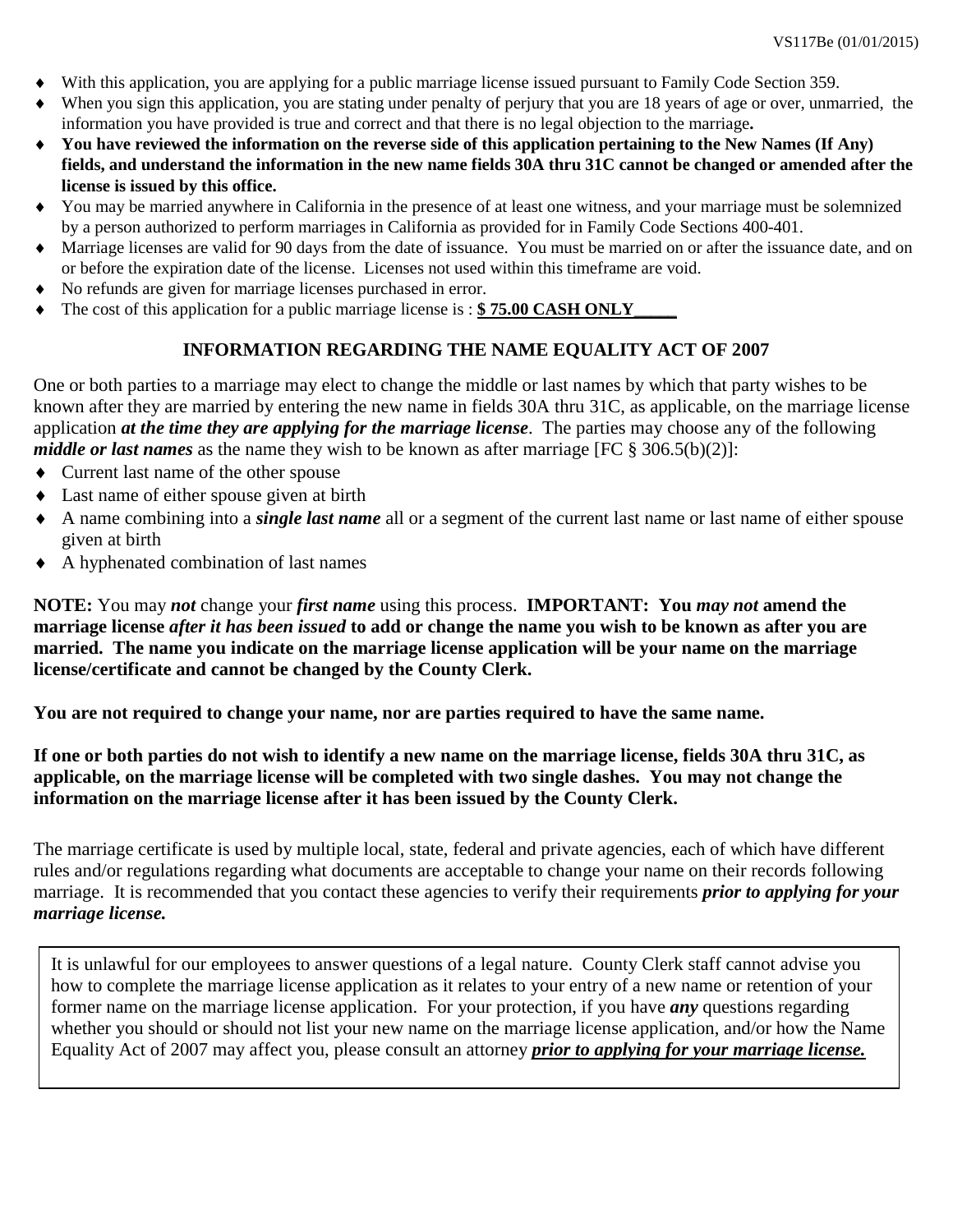VS117Be (01/01/2015)

- With this application, you are applying for a public marriage license issued pursuant to Family Code Section 359.
- When you sign this application, you are stating under penalty of perjury that you are 18 years of age or over, unmarried, the information you have provided is true and correct and that there is no legal objection to the marriage**.**
- **You have reviewed the information on the reverse side of this application pertaining to the New Names (If Any) fields, and understand the information in the new name fields 30A thru 31C cannot be changed or amended after the license is issued by this office.**
- You may be married anywhere in California in the presence of at least one witness, and your marriage must be solemnized by a person authorized to perform marriages in California as provided for in Family Code Sections 400-401.
- Marriage licenses are valid for 90 days from the date of issuance. You must be married on or after the issuance date, and on or before the expiration date of the license. Licenses not used within this timeframe are void.
- No refunds are given for marriage licenses purchased in error.
- The cost of this application for a public marriage license is : **$ 75.00 CASH ONLY_____**

## INFORMATION REGARDING THE NAME EQUALITY ACT OF 2007

One or both parties to a marriage may elect to change the middle or last names by which that party wishes to be known after they are married by entering the new name in fields 30A thru 31C, as applicable, on the marriage license application ***at the time they are applying for the marriage license***. The parties may choose any of the following ***middle or last names*** as the name they wish to be known as after marriage [FC § 306.5(b)(2)]:

- Current last name of the other spouse
- Last name of either spouse given at birth
- A name combining into a ***single last name*** all or a segment of the current last name or last name of either spouse given at birth
- A hyphenated combination of last names

**NOTE:** You may ***not*** change your ***first name*** using this process. **IMPORTANT: You *may not* amend the marriage license *after it has been issued* to add or change the name you wish to be known as after you are married. The name you indicate on the marriage license application will be your name on the marriage license/certificate and cannot be changed by the County Clerk.**

**You are not required to change your name, nor are parties required to have the same name.**

**If one or both parties do not wish to identify a new name on the marriage license, fields 30A thru 31C, as applicable, on the marriage license will be completed with two single dashes. You may not change the information on the marriage license after it has been issued by the County Clerk.**

The marriage certificate is used by multiple local, state, federal and private agencies, each of which have different rules and/or regulations regarding what documents are acceptable to change your name on their records following marriage. It is recommended that you contact these agencies to verify their requirements ***prior to applying for your marriage license.***

It is unlawful for our employees to answer questions of a legal nature. County Clerk staff cannot advise you how to complete the marriage license application as it relates to your entry of a new name or retention of your former name on the marriage license application. For your protection, if you have ***any*** questions regarding whether you should or should not list your new name on the marriage license application, and/or how the Name Equality Act of 2007 may affect you, please consult an attorney ***prior to applying for your marriage license.***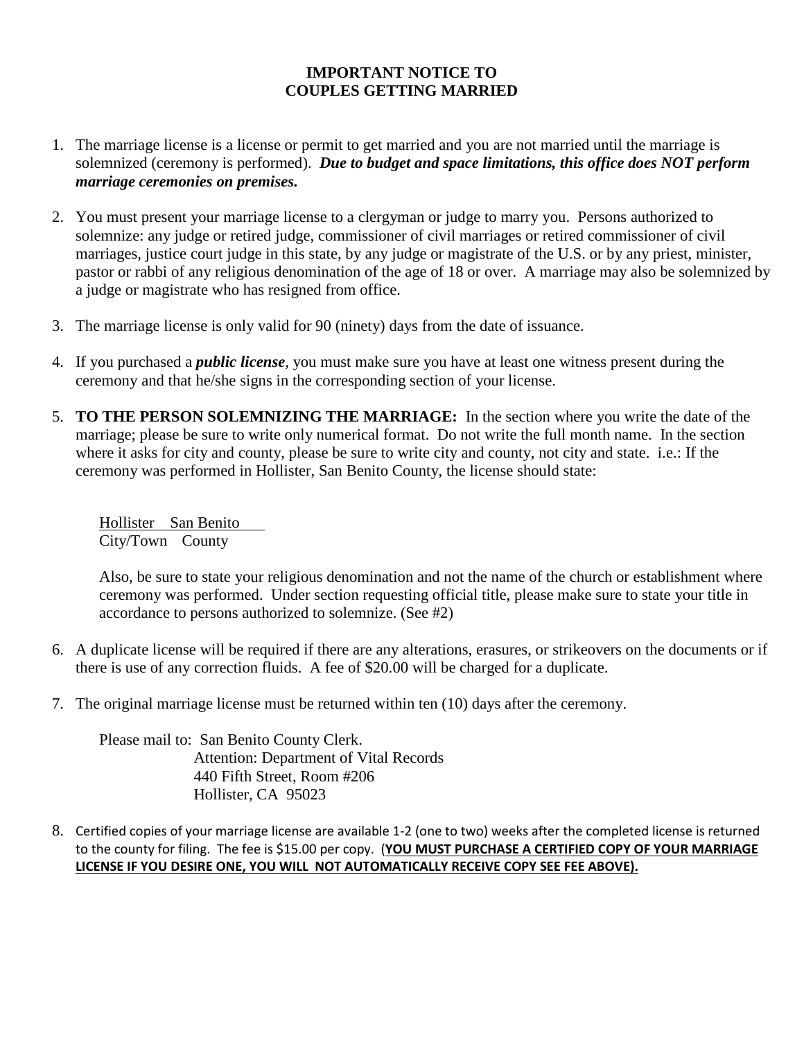# IMPORTANT NOTICE TO COUPLES GETTING MARRIED

1. The marriage license is a license or permit to get married and you are not married until the marriage is solemnized (ceremony is performed). ***Due to budget and space limitations, this office does NOT perform marriage ceremonies on premises.***

2. You must present your marriage license to a clergyman or judge to marry you. Persons authorized to solemnize: any judge or retired judge, commissioner of civil marriages or retired commissioner of civil marriages, justice court judge in this state, by any judge or magistrate of the U.S. or by any priest, minister, pastor or rabbi of any religious denomination of the age of 18 or over. A marriage may also be solemnized by a judge or magistrate who has resigned from office.

3. The marriage license is only valid for 90 (ninety) days from the date of issuance.

4. If you purchased a ***public license***, you must make sure you have at least one witness present during the ceremony and that he/she signs in the corresponding section of your license.

5. **TO THE PERSON SOLEMNIZING THE MARRIAGE:** In the section where you write the date of the marriage; please be sure to write only numerical format. Do not write the full month name. In the section where it asks for city and county, please be sure to write city and county, not city and state. i.e.: If the ceremony was performed in Hollister, San Benito County, the license should state:

   Hollister San Benito
   City/Town County

   Also, be sure to state your religious denomination and not the name of the church or establishment where ceremony was performed. Under section requesting official title, please make sure to state your title in accordance to persons authorized to solemnize. (See #2)

6. A duplicate license will be required if there are any alterations, erasures, or strikeovers on the documents or if there is use of any correction fluids. A fee of $20.00 will be charged for a duplicate.

7. The original marriage license must be returned within ten (10) days after the ceremony.

   Please mail to: San Benito County Clerk.
   Attention: Department of Vital Records
   440 Fifth Street, Room #206
   Hollister, CA 95023

8. Certified copies of your marriage license are available 1-2 (one to two) weeks after the completed license is returned to the county for filing. The fee is $15.00 per copy. (**YOU MUST PURCHASE A CERTIFIED COPY OF YOUR MARRIAGE LICENSE IF YOU DESIRE ONE, YOU WILL NOT AUTOMATICALLY RECEIVE COPY SEE FEE ABOVE).**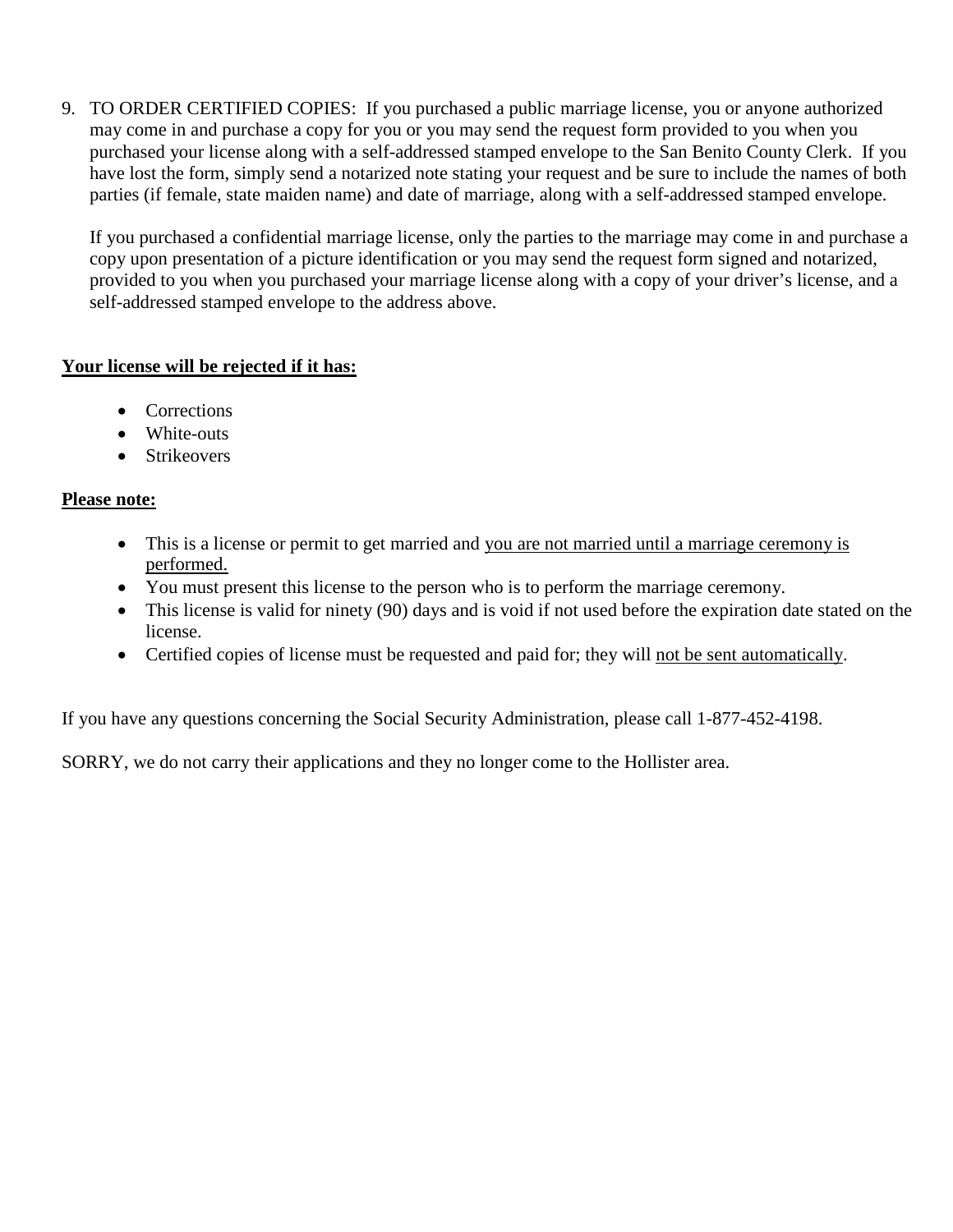9. TO ORDER CERTIFIED COPIES: If you purchased a public marriage license, you or anyone authorized may come in and purchase a copy for you or you may send the request form provided to you when you purchased your license along with a self-addressed stamped envelope to the San Benito County Clerk. If you have lost the form, simply send a notarized note stating your request and be sure to include the names of both parties (if female, state maiden name) and date of marriage, along with a self-addressed stamped envelope.

   If you purchased a confidential marriage license, only the parties to the marriage may come in and purchase a copy upon presentation of a picture identification or you may send the request form signed and notarized, provided to you when you purchased your marriage license along with a copy of your driver's license, and a self-addressed stamped envelope to the address above.

**<u>Your license will be rejected if it has:</u>**

- Corrections
- White-outs
- Strikeovers

**<u>Please note:</u>**

- This is a license or permit to get married and <u>you are not married until a marriage ceremony is performed.</u>
- You must present this license to the person who is to perform the marriage ceremony.
- This license is valid for ninety (90) days and is void if not used before the expiration date stated on the license.
- Certified copies of license must be requested and paid for; they will <u>not be sent automatically</u>.

If you have any questions concerning the Social Security Administration, please call 1-877-452-4198.

SORRY, we do not carry their applications and they no longer come to the Hollister area.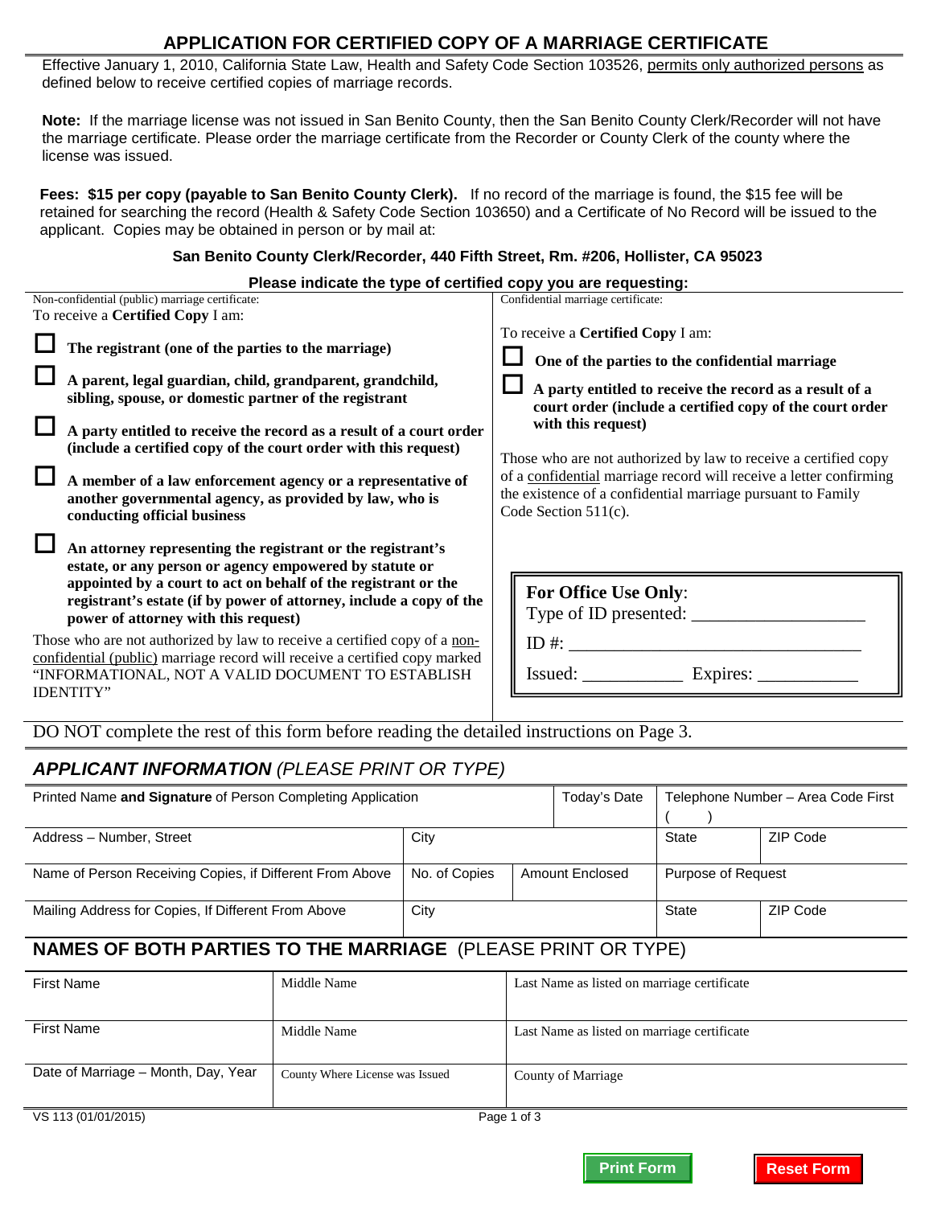# APPLICATION FOR CERTIFIED COPY OF A MARRIAGE CERTIFICATE

Effective January 1, 2010, California State Law, Health and Safety Code Section 103526, permits only authorized persons as defined below to receive certified copies of marriage records.

**Note:** If the marriage license was not issued in San Benito County, then the San Benito County Clerk/Recorder will not have the marriage certificate. Please order the marriage certificate from the Recorder or County Clerk of the county where the license was issued.

**Fees: $15 per copy (payable to San Benito County Clerk).** If no record of the marriage is found, the $15 fee will be retained for searching the record (Health & Safety Code Section 103650) and a Certificate of No Record will be issued to the applicant. Copies may be obtained in person or by mail at:

**San Benito County Clerk/Recorder, 440 Fifth Street, Rm. #206, Hollister, CA 95023**

**Please indicate the type of certified copy you are requesting:**

Non-confidential (public) marriage certificate:

To receive a **Certified Copy** I am:

- ☐ **The registrant (one of the parties to the marriage)**
- ☐ **A parent, legal guardian, child, grandparent, grandchild, sibling, spouse, or domestic partner of the registrant**
- ☐ **A party entitled to receive the record as a result of a court order (include a certified copy of the court order with this request)**
- ☐ **A member of a law enforcement agency or a representative of another governmental agency, as provided by law, who is conducting official business**
- ☐ **An attorney representing the registrant or the registrant's estate, or any person or agency empowered by statute or appointed by a court to act on behalf of the registrant or the registrant's estate (if by power of attorney, include a copy of the power of attorney with this request)**

Those who are not authorized by law to receive a certified copy of a non-confidential (public) marriage record will receive a certified copy marked "INFORMATIONAL, NOT A VALID DOCUMENT TO ESTABLISH IDENTITY"

Confidential marriage certificate:

To receive a **Certified Copy** I am:

- ☐ **One of the parties to the confidential marriage**
- ☐ **A party entitled to receive the record as a result of a court order (include a certified copy of the court order with this request)**

Those who are not authorized by law to receive a certified copy of a confidential marriage record will receive a letter confirming the existence of a confidential marriage pursuant to Family Code Section 511(c).

**For Office Use Only**:
Type of ID presented: ___________________
ID #: _________________________________
Issued: ___________ Expires: ___________

DO NOT complete the rest of this form before reading the detailed instructions on Page 3.

## *APPLICANT INFORMATION (PLEASE PRINT OR TYPE)*

| Printed Name **and Signature** of Person Completing Application | | | Today's Date | Telephone Number – Area Code First ( ) | |
|---|---|---|---|---|---|
| Address – Number, Street | City | | | State | ZIP Code |
| Name of Person Receiving Copies, if Different From Above | No. of Copies | Amount Enclosed | | Purpose of Request | |
| Mailing Address for Copies, If Different From Above | City | | | State | ZIP Code |

## NAMES OF BOTH PARTIES TO THE MARRIAGE (PLEASE PRINT OR TYPE)

| First Name | Middle Name | Last Name as listed on marriage certificate |
|---|---|---|
| First Name | Middle Name | Last Name as listed on marriage certificate |
| Date of Marriage – Month, Day, Year | County Where License was Issued | County of Marriage |

VS 113 (01/01/2015)

Print Form | Reset Form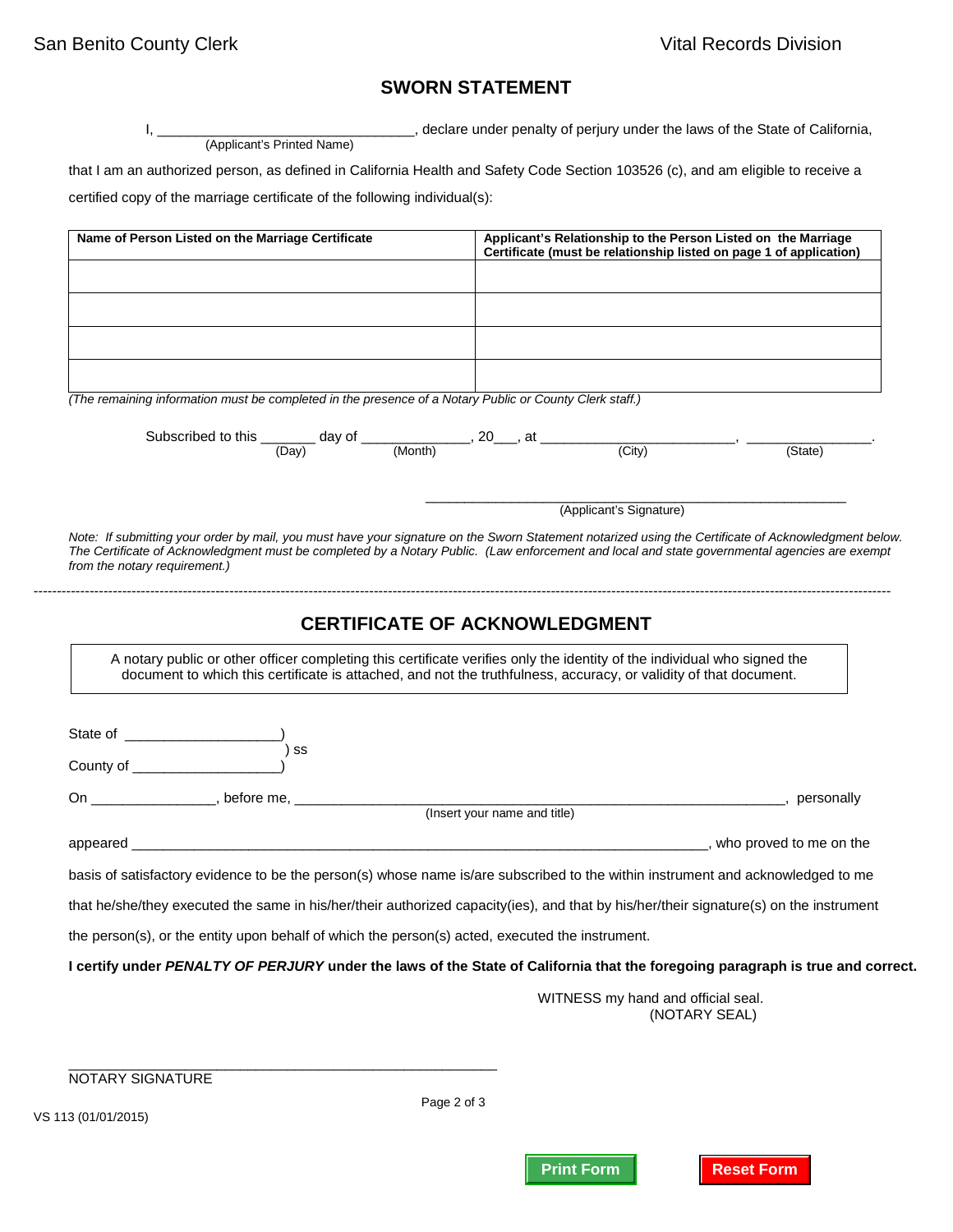San Benito County Clerk Vital Records Division

# SWORN STATEMENT

I, ________________________________, declare under penalty of perjury under the laws of the State of California,
(Applicant's Printed Name)

that I am an authorized person, as defined in California Health and Safety Code Section 103526 (c), and am eligible to receive a certified copy of the marriage certificate of the following individual(s):

| Name of Person Listed on the Marriage Certificate | Applicant's Relationship to the Person Listed on the Marriage Certificate (must be relationship listed on page 1 of application) |
|---|---|
| | |
| | |
| | |
| | |

*(The remaining information must be completed in the presence of a Notary Public or County Clerk staff.)*

Subscribed to this _______ day of _____________, 20___, at _________________________, ________________.
(Day) (Month) (City) (State)

_______________________________________________________
(Applicant's Signature)

*Note: If submitting your order by mail, you must have your signature on the Sworn Statement notarized using the Certificate of Acknowledgment below. The Certificate of Acknowledgment must be completed by a Notary Public. (Law enforcement and local and state governmental agencies are exempt from the notary requirement.)*

---

# CERTIFICATE OF ACKNOWLEDGMENT

A notary public or other officer completing this certificate verifies only the identity of the individual who signed the document to which this certificate is attached, and not the truthfulness, accuracy, or validity of that document.

State of ____________________)
) ss
County of ___________________)

On ________________, before me, ___________________________________________________________________, personally
(Insert your name and title)

appeared ______________________________________________________________________________, who proved to me on the basis of satisfactory evidence to be the person(s) whose name is/are subscribed to the within instrument and acknowledged to me that he/she/they executed the same in his/her/their authorized capacity(ies), and that by his/her/their signature(s) on the instrument the person(s), or the entity upon behalf of which the person(s) acted, executed the instrument.

**I certify under *PENALTY OF PERJURY* under the laws of the State of California that the foregoing paragraph is true and correct.**

WITNESS my hand and official seal.
(NOTARY SEAL)

_____________________________________________________
NOTARY SIGNATURE

VS 113 (01/01/2015)

Print Form Reset Form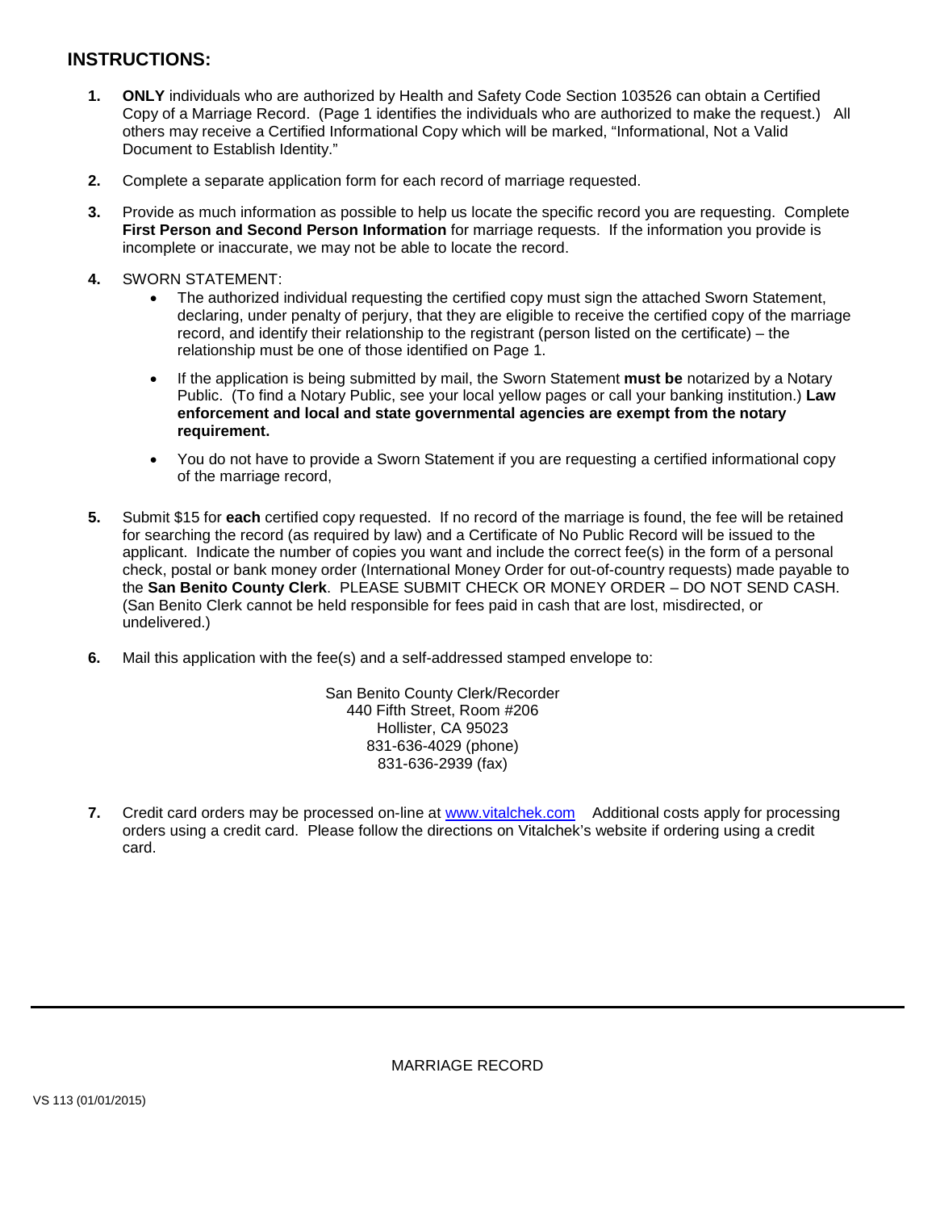## INSTRUCTIONS:

1. **ONLY** individuals who are authorized by Health and Safety Code Section 103526 can obtain a Certified Copy of a Marriage Record. (Page 1 identifies the individuals who are authorized to make the request.) All others may receive a Certified Informational Copy which will be marked, "Informational, Not a Valid Document to Establish Identity."

2. Complete a separate application form for each record of marriage requested.

3. Provide as much information as possible to help us locate the specific record you are requesting. Complete **First Person and Second Person Information** for marriage requests. If the information you provide is incomplete or inaccurate, we may not be able to locate the record.

4. SWORN STATEMENT:
   - The authorized individual requesting the certified copy must sign the attached Sworn Statement, declaring, under penalty of perjury, that they are eligible to receive the certified copy of the marriage record, and identify their relationship to the registrant (person listed on the certificate) – the relationship must be one of those identified on Page 1.
   - If the application is being submitted by mail, the Sworn Statement **must be** notarized by a Notary Public. (To find a Notary Public, see your local yellow pages or call your banking institution.) **Law enforcement and local and state governmental agencies are exempt from the notary requirement.**
   - You do not have to provide a Sworn Statement if you are requesting a certified informational copy of the marriage record,

5. Submit $15 for **each** certified copy requested. If no record of the marriage is found, the fee will be retained for searching the record (as required by law) and a Certificate of No Public Record will be issued to the applicant. Indicate the number of copies you want and include the correct fee(s) in the form of a personal check, postal or bank money order (International Money Order for out-of-country requests) made payable to the **San Benito County Clerk**. PLEASE SUBMIT CHECK OR MONEY ORDER – DO NOT SEND CASH. (San Benito Clerk cannot be held responsible for fees paid in cash that are lost, misdirected, or undelivered.)

6. Mail this application with the fee(s) and a self-addressed stamped envelope to:

   San Benito County Clerk/Recorder
   440 Fifth Street, Room #206
   Hollister, CA 95023
   831-636-4029 (phone)
   831-636-2939 (fax)

7. Credit card orders may be processed on-line at www.vitalchek.com Additional costs apply for processing orders using a credit card. Please follow the directions on Vitalchek's website if ordering using a credit card.

MARRIAGE RECORD

VS 113 (01/01/2015)